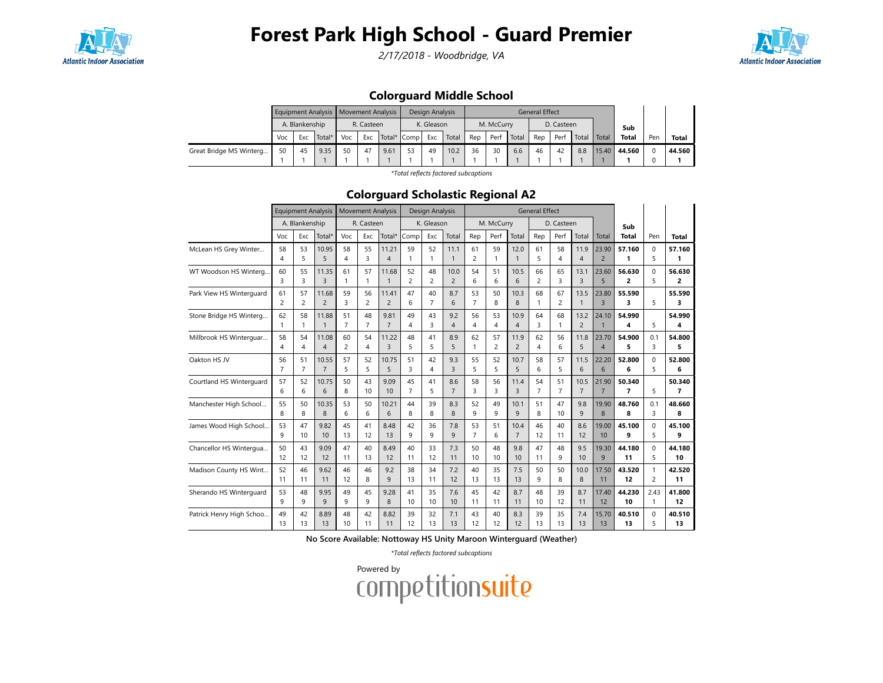# Forest Park High School - Guard Premier

*2/17/2018 - Woodbridge, VA*

## Colorguard Middle School

| | Equipment Analysis | | | Movement Analysis | | | Design Analysis | | | General Effect | | | | | | | | | |
|---|---|---|---|---|---|---|---|---|---|---|---|---|---|---|---|---|---|---|---|
| | A. Blankenship | | | R. Casteen | | | K. Gleason | | | M. McCurry | | | D. Casteen | | | | Sub | | |
| | Voc | Exc | Total* | Voc | Exc | Total* | Comp | Exc | Total | Rep | Perf | Total | Rep | Perf | Total | Total | Total | Pen | Total |
| Great Bridge MS Winterg... | 50<br>1 | 45<br>1 | 9.35<br>1 | 50<br>1 | 47<br>1 | 9.61<br>1 | 53<br>1 | 49<br>1 | 10.2<br>1 | 36<br>1 | 30<br>1 | 6.6<br>1 | 46<br>1 | 42<br>1 | 8.8<br>1 | 15.40<br>1 | **44.560**<br>**1** | 0<br>0 | **44.560**<br>**1** |

*Total reflects factored subcaptions*

## Colorguard Scholastic Regional A2

| | Equipment Analysis | | | Movement Analysis | | | Design Analysis | | | General Effect | | | | | | | | | |
|---|---|---|---|---|---|---|---|---|---|---|---|---|---|---|---|---|---|---|---|
| | A. Blankenship | | | R. Casteen | | | K. Gleason | | | M. McCurry | | | D. Casteen | | | | Sub | | |
| | Voc | Exc | Total* | Voc | Exc | Total* | Comp | Exc | Total | Rep | Perf | Total | Rep | Perf | Total | Total | Total | Pen | Total |
| McLean HS Grey Winter... | 58<br>4 | 53<br>5 | 10.95<br>5 | 58<br>4 | 55<br>3 | 11.21<br>4 | 59<br>1 | 52<br>1 | 11.1<br>1 | 61<br>2 | 59<br>1 | 12.0<br>1 | 61<br>5 | 58<br>4 | 11.9<br>4 | 23.90<br>2 | **57.160**<br>**1** | 0<br>5 | **57.160**<br>**1** |
| WT Woodson HS Winterg... | 60<br>3 | 55<br>3 | 11.35<br>3 | 61<br>1 | 57<br>1 | 11.68<br>1 | 52<br>2 | 48<br>2 | 10.0<br>2 | 54<br>6 | 51<br>6 | 10.5<br>6 | 66<br>2 | 65<br>3 | 13.1<br>3 | 23.60<br>5 | **56.630**<br>**2** | 0<br>5 | **56.630**<br>**2** |
| Park View HS Winterguard | 61<br>2 | 57<br>2 | 11.68<br>2 | 59<br>3 | 56<br>2 | 11.41<br>2 | 47<br>6 | 40<br>7 | 8.7<br>6 | 53<br>7 | 50<br>8 | 10.3<br>8 | 68<br>1 | 67<br>2 | 13.5<br>1 | 23.80<br>3 | **55.590**<br>**3** | 5 | **55.590**<br>**3** |
| Stone Bridge HS Winterg... | 62<br>1 | 58<br>1 | 11.88<br>1 | 51<br>7 | 48<br>7 | 9.81<br>7 | 49<br>4 | 43<br>3 | 9.2<br>4 | 56<br>4 | 53<br>4 | 10.9<br>4 | 64<br>3 | 68<br>1 | 13.2<br>2 | 24.10<br>1 | **54.990**<br>**4** | 5 | **54.990**<br>**4** |
| Millbrook HS Winterguar... | 58<br>4 | 54<br>4 | 11.08<br>4 | 60<br>2 | 54<br>4 | 11.22<br>3 | 48<br>5 | 41<br>5 | 8.9<br>5 | 62<br>1 | 57<br>2 | 11.9<br>2 | 62<br>4 | 56<br>6 | 11.8<br>5 | 23.70<br>4 | **54.900**<br>**5** | 0.1<br>3 | **54.800**<br>**5** |
| Oakton HS JV | 56<br>7 | 51<br>7 | 10.55<br>7 | 57<br>5 | 52<br>5 | 10.75<br>5 | 51<br>3 | 42<br>4 | 9.3<br>3 | 55<br>5 | 52<br>5 | 10.7<br>5 | 58<br>6 | 57<br>5 | 11.5<br>6 | 22.20<br>6 | **52.800**<br>**6** | 0<br>5 | **52.800**<br>**6** |
| Courtland HS Winterguard | 57<br>6 | 52<br>6 | 10.75<br>6 | 50<br>8 | 43<br>10 | 9.09<br>10 | 45<br>7 | 41<br>5 | 8.6<br>7 | 58<br>3 | 56<br>3 | 11.4<br>3 | 54<br>7 | 51<br>7 | 10.5<br>7 | 21.90<br>7 | **50.340**<br>**7** | 5 | **50.340**<br>**7** |
| Manchester High School... | 55<br>8 | 50<br>8 | 10.35<br>8 | 53<br>6 | 50<br>6 | 10.21<br>6 | 44<br>8 | 39<br>8 | 8.3<br>8 | 52<br>9 | 49<br>9 | 10.1<br>9 | 51<br>8 | 47<br>10 | 9.8<br>9 | 19.90<br>8 | **48.760**<br>**8** | 0.1<br>3 | **48.660**<br>**8** |
| James Wood High School... | 53<br>9 | 47<br>10 | 9.82<br>10 | 45<br>13 | 41<br>12 | 8.48<br>13 | 42<br>9 | 36<br>9 | 7.8<br>9 | 53<br>7 | 51<br>6 | 10.4<br>7 | 46<br>12 | 40<br>11 | 8.6<br>12 | 19.00<br>10 | **45.100**<br>**9** | 0<br>5 | **45.100**<br>**9** |
| Chancellor HS Wintergua... | 50<br>12 | 43<br>12 | 9.09<br>12 | 47<br>11 | 40<br>13 | 8.49<br>12 | 40<br>11 | 33<br>12 | 7.3<br>11 | 50<br>10 | 48<br>10 | 9.8<br>10 | 47<br>11 | 48<br>9 | 9.5<br>10 | 19.30<br>9 | **44.180**<br>**11** | 0<br>5 | **44.180**<br>**10** |
| Madison County HS Wint... | 52<br>11 | 46<br>11 | 9.62<br>11 | 46<br>12 | 46<br>8 | 9.2<br>9 | 38<br>13 | 34<br>11 | 7.2<br>12 | 40<br>13 | 35<br>13 | 7.5<br>13 | 50<br>9 | 50<br>8 | 10.0<br>8 | 17.50<br>11 | **43.520**<br>**12** | 1<br>2 | **42.520**<br>**11** |
| Sherando HS Winterguard | 53<br>9 | 48<br>9 | 9.95<br>9 | 49<br>9 | 45<br>9 | 9.28<br>8 | 41<br>10 | 35<br>10 | 7.6<br>10 | 45<br>11 | 42<br>11 | 8.7<br>11 | 48<br>10 | 39<br>12 | 8.7<br>11 | 17.40<br>12 | **44.230**<br>**10** | 2.43<br>1 | **41.800**<br>**12** |
| Patrick Henry High Schoo... | 49<br>13 | 42<br>13 | 8.89<br>13 | 48<br>10 | 42<br>11 | 8.82<br>11 | 39<br>12 | 32<br>13 | 7.1<br>13 | 43<br>12 | 40<br>12 | 8.3<br>12 | 39<br>13 | 35<br>13 | 7.4<br>13 | 15.70<br>13 | **40.510**<br>**13** | 0<br>5 | **40.510**<br>**13** |

**No Score Available: Nottoway HS Unity Maroon Winterguard (Weather)**

*Total reflects factored subcaptions*

Powered by competitionsuite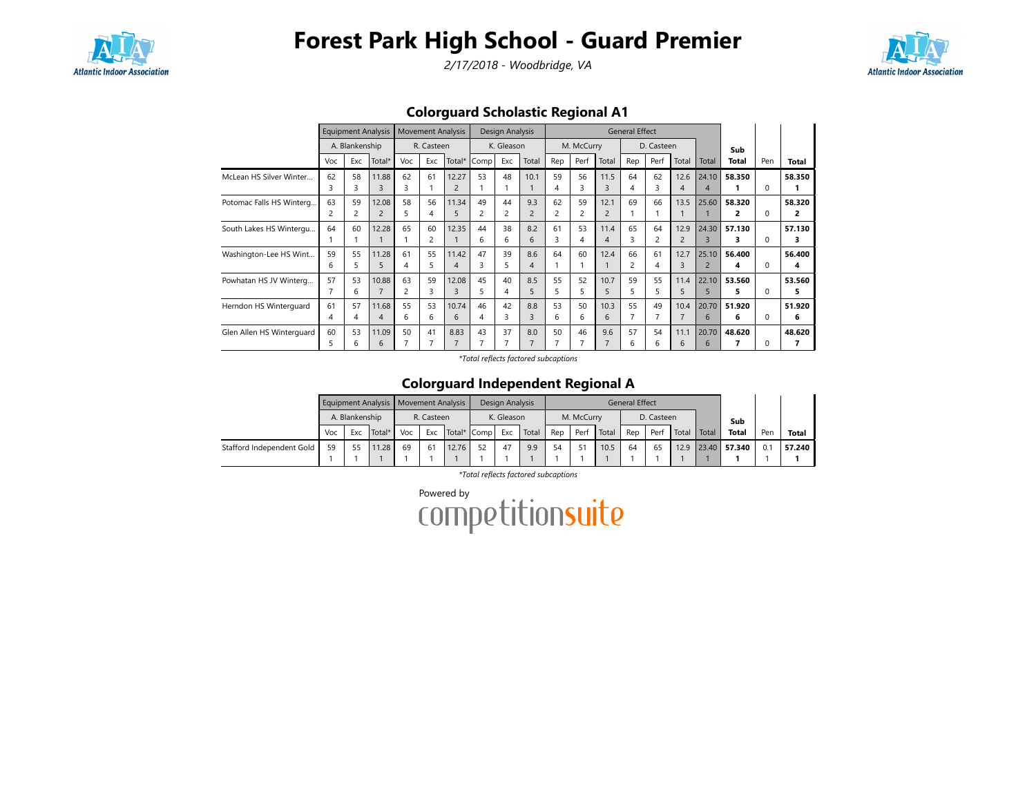# Forest Park High School - Guard Premier

*2/17/2018 - Woodbridge, VA*

## Colorguard Scholastic Regional A1

| | Equipment Analysis | | | Movement Analysis | | | Design Analysis | | | General Effect | | | | | | | | | |
|---|---|---|---|---|---|---|---|---|---|---|---|---|---|---|---|---|---|---|---|
| | A. Blankenship | | | R. Casteen | | | K. Gleason | | | M. McCurry | | | D. Casteen | | | | | | |
| | Voc | Exc | Total* | Voc | Exc | Total* | Comp | Exc | Total | Rep | Perf | Total | Rep | Perf | Total | Total | Sub Total | Pen | Total |
| McLean HS Silver Winter... | 62<br>3 | 58<br>3 | 11.88<br>3 | 62<br>3 | 61<br>1 | 12.27<br>2 | 53<br>1 | 48<br>1 | 10.1<br>1 | 59<br>4 | 56<br>3 | 11.5<br>3 | 64<br>4 | 62<br>3 | 12.6<br>4 | 24.10<br>4 | 58.350<br>1 | 0 | 58.350<br>1 |
| Potomac Falls HS Winterg... | 63<br>2 | 59<br>2 | 12.08<br>2 | 58<br>5 | 56<br>4 | 11.34<br>5 | 49<br>2 | 44<br>2 | 9.3<br>2 | 62<br>2 | 59<br>2 | 12.1<br>2 | 69<br>1 | 66<br>1 | 13.5<br>1 | 25.60<br>1 | 58.320<br>2 | 0 | 58.320<br>2 |
| South Lakes HS Wintergu... | 64<br>1 | 60<br>1 | 12.28<br>1 | 65<br>1 | 60<br>2 | 12.35<br>1 | 44<br>6 | 38<br>6 | 8.2<br>6 | 61<br>3 | 53<br>4 | 11.4<br>4 | 65<br>3 | 64<br>2 | 12.9<br>2 | 24.30<br>3 | 57.130<br>3 | 0 | 57.130<br>3 |
| Washington-Lee HS Wint... | 59<br>6 | 55<br>5 | 11.28<br>5 | 61<br>4 | 55<br>5 | 11.42<br>4 | 47<br>3 | 39<br>5 | 8.6<br>4 | 64<br>1 | 60<br>1 | 12.4<br>1 | 66<br>2 | 61<br>4 | 12.7<br>3 | 25.10<br>2 | 56.400<br>4 | 0 | 56.400<br>4 |
| Powhatan HS JV Winterg... | 57<br>7 | 53<br>6 | 10.88<br>7 | 63<br>2 | 59<br>3 | 12.08<br>3 | 45<br>5 | 40<br>4 | 8.5<br>5 | 55<br>5 | 52<br>5 | 10.7<br>5 | 59<br>5 | 55<br>5 | 11.4<br>5 | 22.10<br>5 | 53.560<br>5 | 0 | 53.560<br>5 |
| Herndon HS Winterguard | 61<br>4 | 57<br>4 | 11.68<br>4 | 55<br>6 | 53<br>6 | 10.74<br>6 | 46<br>4 | 42<br>3 | 8.8<br>3 | 53<br>6 | 50<br>6 | 10.3<br>6 | 55<br>7 | 49<br>7 | 10.4<br>7 | 20.70<br>6 | 51.920<br>6 | 0 | 51.920<br>6 |
| Glen Allen HS Winterguard | 60<br>5 | 53<br>6 | 11.09<br>6 | 50<br>7 | 41<br>7 | 8.83<br>7 | 43<br>7 | 37<br>7 | 8.0<br>7 | 50<br>7 | 46<br>7 | 9.6<br>7 | 57<br>6 | 54<br>6 | 11.1<br>6 | 20.70<br>6 | 48.620<br>7 | 0 | 48.620<br>7 |

*Total reflects factored subcaptions

## Colorguard Independent Regional A

| | Equipment Analysis | | | Movement Analysis | | | Design Analysis | | | General Effect | | | | | | | | | |
|---|---|---|---|---|---|---|---|---|---|---|---|---|---|---|---|---|---|---|---|
| | A. Blankenship | | | R. Casteen | | | K. Gleason | | | M. McCurry | | | D. Casteen | | | | | | |
| | Voc | Exc | Total* | Voc | Exc | Total* | Comp | Exc | Total | Rep | Perf | Total | Rep | Perf | Total | Total | Sub Total | Pen | Total |
| Stafford Independent Gold | 59<br>1 | 55<br>1 | 11.28<br>1 | 69<br>1 | 61<br>1 | 12.76<br>1 | 52<br>1 | 47<br>1 | 9.9<br>1 | 54<br>1 | 51<br>1 | 10.5<br>1 | 64<br>1 | 65<br>1 | 12.9<br>1 | 23.40<br>1 | 57.340<br>1 | 0.1<br>1 | 57.240<br>1 |

*Total reflects factored subcaptions

Powered by competitionsuite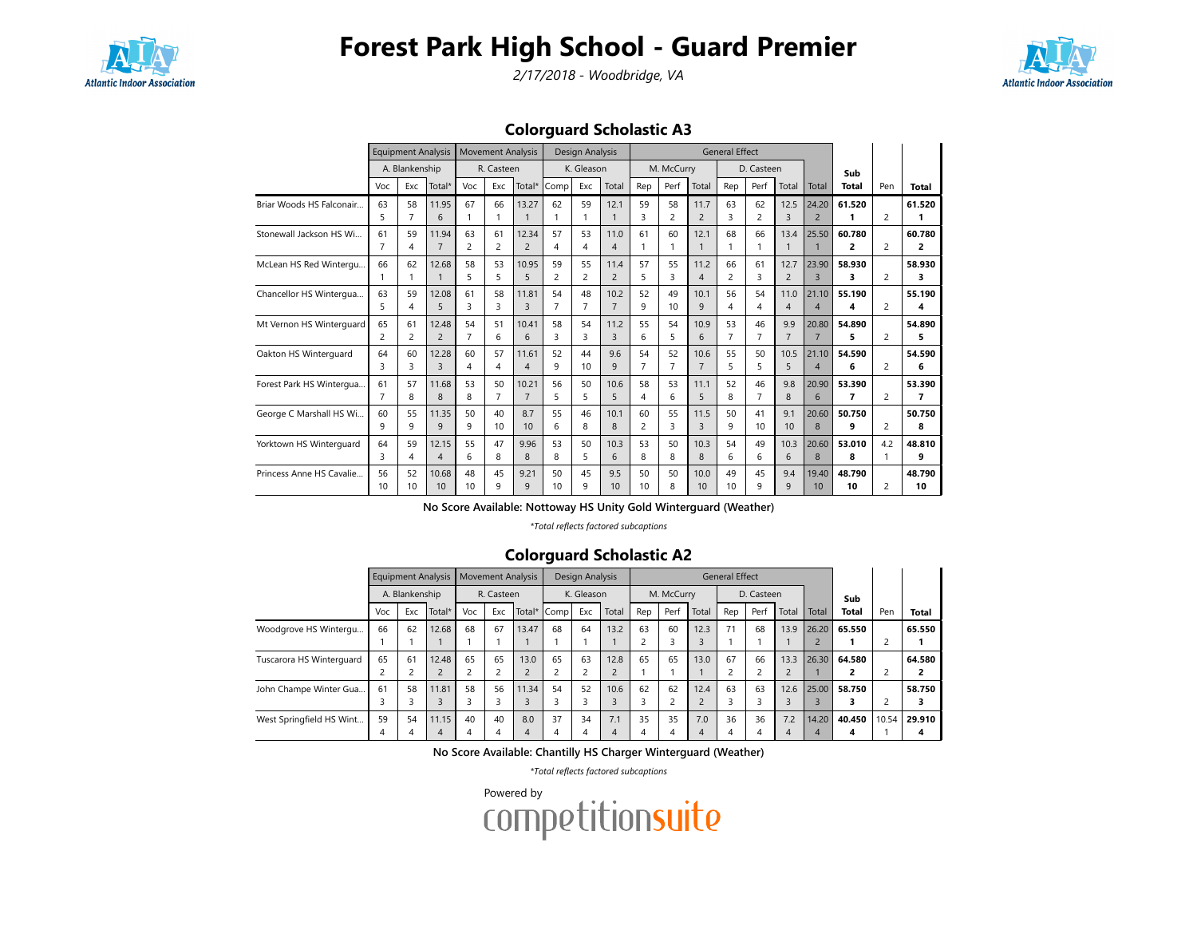# Forest Park High School - Guard Premier

*2/17/2018 - Woodbridge, VA*

## Colorguard Scholastic A3

| | Equipment Analysis | | | Movement Analysis | | | Design Analysis | | | General Effect | | | | | | | | | |
|---|---|---|---|---|---|---|---|---|---|---|---|---|---|---|---|---|---|---|---|
| | A. Blankenship | | | R. Casteen | | | K. Gleason | | | M. McCurry | | | D. Casteen | | | | Sub | | |
| | Voc | Exc | Total* | Voc | Exc | Total* | Comp | Exc | Total | Rep | Perf | Total | Rep | Perf | Total | Total | Total | Pen | Total |
| Briar Woods HS Falconair... | 63 5 | 58 7 | 11.95 6 | 67 1 | 66 1 | 13.27 1 | 62 1 | 59 1 | 12.1 1 | 59 3 | 58 2 | 11.7 2 | 63 3 | 62 2 | 12.5 3 | 24.20 2 | 61.520 1 | 2 | 61.520 1 |
| Stonewall Jackson HS Wi... | 61 7 | 59 4 | 11.94 7 | 63 2 | 61 2 | 12.34 2 | 57 4 | 53 4 | 11.0 4 | 61 1 | 60 1 | 12.1 1 | 68 1 | 66 1 | 13.4 1 | 25.50 1 | 60.780 2 | 2 | 60.780 2 |
| McLean HS Red Wintergu... | 66 1 | 62 1 | 12.68 1 | 58 5 | 53 5 | 10.95 5 | 59 2 | 55 2 | 11.4 2 | 57 5 | 55 3 | 11.2 4 | 66 2 | 61 3 | 12.7 2 | 23.90 3 | 58.930 3 | 2 | 58.930 3 |
| Chancellor HS Wintergua... | 63 5 | 59 4 | 12.08 5 | 61 3 | 58 3 | 11.81 3 | 54 7 | 48 7 | 10.2 7 | 52 9 | 49 10 | 10.1 9 | 56 4 | 54 4 | 11.0 4 | 21.10 4 | 55.190 4 | 2 | 55.190 4 |
| Mt Vernon HS Winterguard | 65 2 | 61 2 | 12.48 2 | 54 7 | 51 6 | 10.41 6 | 58 3 | 54 3 | 11.2 3 | 55 6 | 54 5 | 10.9 6 | 53 7 | 46 7 | 9.9 7 | 20.80 7 | 54.890 5 | 2 | 54.890 5 |
| Oakton HS Winterguard | 64 3 | 60 3 | 12.28 3 | 60 4 | 57 4 | 11.61 4 | 52 9 | 44 10 | 9.6 9 | 54 7 | 52 7 | 10.6 7 | 55 5 | 50 5 | 10.5 5 | 21.10 4 | 54.590 6 | 2 | 54.590 6 |
| Forest Park HS Wintergua... | 61 7 | 57 8 | 11.68 8 | 53 8 | 50 7 | 10.21 7 | 56 5 | 50 5 | 10.6 5 | 58 4 | 53 6 | 11.1 5 | 52 8 | 46 7 | 9.8 8 | 20.90 6 | 53.390 7 | 2 | 53.390 7 |
| George C Marshall HS Wi... | 60 9 | 55 9 | 11.35 9 | 50 9 | 40 10 | 8.7 10 | 55 6 | 46 8 | 10.1 8 | 60 2 | 55 3 | 11.5 3 | 50 9 | 41 10 | 9.1 10 | 20.60 8 | 50.750 9 | 2 | 50.750 8 |
| Yorktown HS Winterguard | 64 3 | 59 4 | 12.15 4 | 55 6 | 47 8 | 9.96 8 | 53 8 | 50 5 | 10.3 6 | 53 8 | 50 8 | 10.3 8 | 54 6 | 49 6 | 10.3 6 | 20.60 8 | 53.010 8 | 4.2 1 | 48.810 9 |
| Princess Anne HS Cavalie... | 56 10 | 52 10 | 10.68 10 | 48 10 | 45 9 | 9.21 9 | 50 10 | 45 9 | 9.5 10 | 50 10 | 50 8 | 10.0 10 | 49 10 | 45 9 | 9.4 9 | 19.40 10 | 48.790 10 | 2 | 48.790 10 |

**No Score Available: Nottoway HS Unity Gold Winterguard (Weather)**

*\*Total reflects factored subcaptions*

## Colorguard Scholastic A2

| | Equipment Analysis | | | Movement Analysis | | | Design Analysis | | | General Effect | | | | | | | | | |
|---|---|---|---|---|---|---|---|---|---|---|---|---|---|---|---|---|---|---|---|
| | A. Blankenship | | | R. Casteen | | | K. Gleason | | | M. McCurry | | | D. Casteen | | | | Sub | | |
| | Voc | Exc | Total* | Voc | Exc | Total* | Comp | Exc | Total | Rep | Perf | Total | Rep | Perf | Total | Total | Total | Pen | Total |
| Woodgrove HS Wintergu... | 66 1 | 62 1 | 12.68 1 | 68 1 | 67 1 | 13.47 1 | 68 1 | 64 1 | 13.2 1 | 63 2 | 60 3 | 12.3 3 | 71 1 | 68 1 | 13.9 1 | 26.20 2 | 65.550 1 | 2 | 65.550 1 |
| Tuscarora HS Winterguard | 65 2 | 61 2 | 12.48 2 | 65 2 | 65 2 | 13.0 2 | 65 2 | 63 2 | 12.8 2 | 65 1 | 65 1 | 13.0 1 | 67 2 | 66 2 | 13.3 2 | 26.30 1 | 64.580 2 | 2 | 64.580 2 |
| John Champe Winter Gua... | 61 3 | 58 3 | 11.81 3 | 58 3 | 56 3 | 11.34 3 | 54 3 | 52 3 | 10.6 3 | 62 3 | 62 2 | 12.4 2 | 63 3 | 63 3 | 12.6 3 | 25.00 3 | 58.750 3 | 2 | 58.750 3 |
| West Springfield HS Wint... | 59 4 | 54 4 | 11.15 4 | 40 4 | 40 4 | 8.0 4 | 37 4 | 34 4 | 7.1 4 | 35 4 | 35 4 | 7.0 4 | 36 4 | 36 4 | 7.2 4 | 14.20 4 | 40.450 4 | 10.54 1 | 29.910 4 |

**No Score Available: Chantilly HS Charger Winterguard (Weather)**

*\*Total reflects factored subcaptions*

Powered by competitionsuite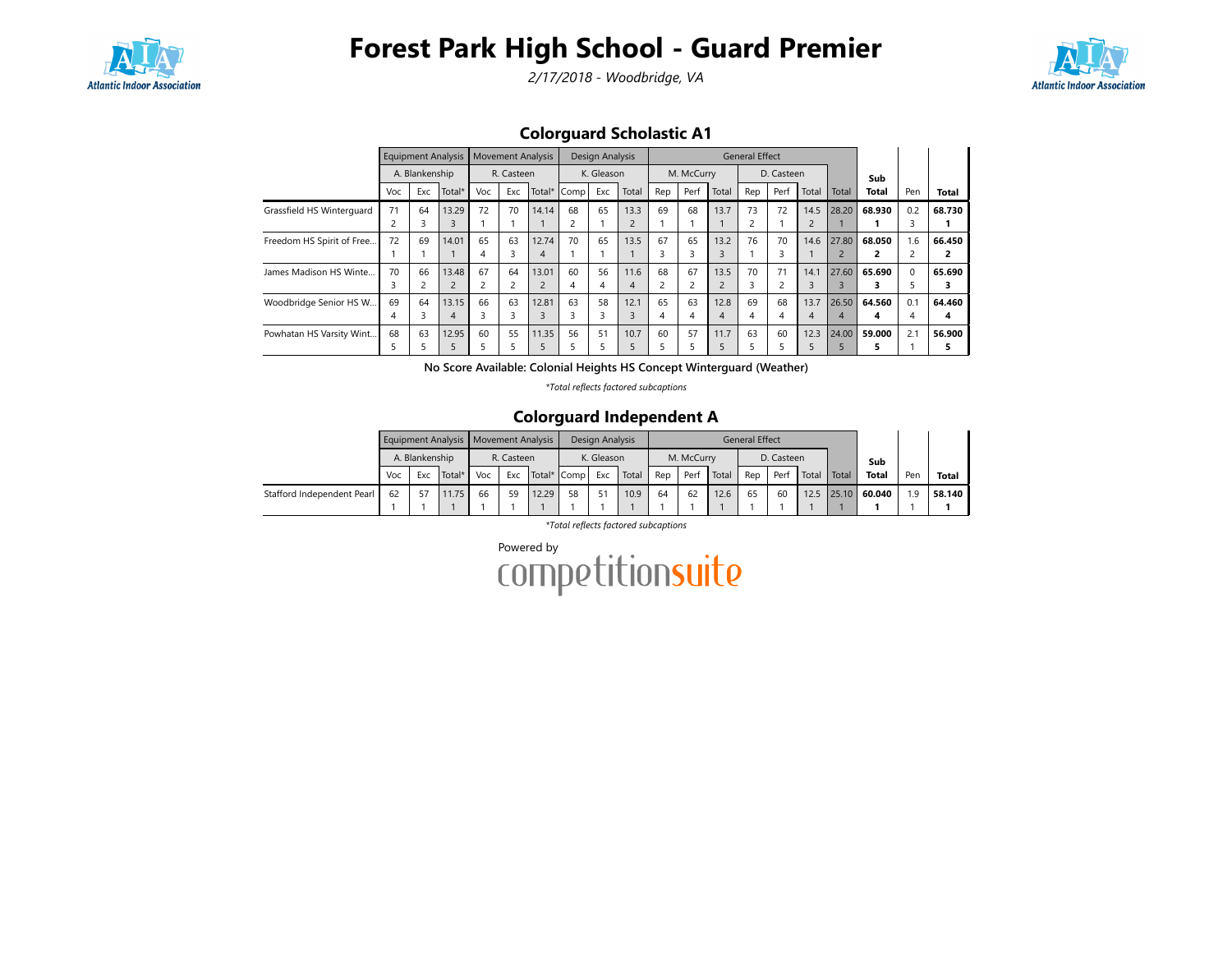# Forest Park High School - Guard Premier

*2/17/2018 - Woodbridge, VA*

## Colorguard Scholastic A1

| | Equipment Analysis | | | Movement Analysis | | | Design Analysis | | | General Effect | | | | | | | | | |
|---|---|---|---|---|---|---|---|---|---|---|---|---|---|---|---|---|---|---|---|
| | A. Blankenship | | | R. Casteen | | | K. Gleason | | | M. McCurry | | | D. Casteen | | | | Sub | | |
| | Voc | Exc | Total* | Voc | Exc | Total* | Comp | Exc | Total | Rep | Perf | Total | Rep | Perf | Total | Total | Total | Pen | Total |
| Grassfield HS Winterguard | 71<br>2 | 64<br>3 | 13.29<br>3 | 72<br>1 | 70<br>1 | 14.14<br>1 | 68<br>2 | 65<br>1 | 13.3<br>2 | 69<br>1 | 68<br>1 | 13.7<br>1 | 73<br>2 | 72<br>1 | 14.5<br>2 | 28.20<br>1 | **68.930<br>1** | 0.2<br>3 | **68.730<br>1** |
| Freedom HS Spirit of Free... | 72<br>1 | 69<br>1 | 14.01<br>1 | 65<br>4 | 63<br>3 | 12.74<br>4 | 70<br>1 | 65<br>1 | 13.5<br>1 | 67<br>3 | 65<br>3 | 13.2<br>3 | 76<br>1 | 70<br>3 | 14.6<br>1 | 27.80<br>2 | **68.050<br>2** | 1.6<br>2 | **66.450<br>2** |
| James Madison HS Winte... | 70<br>3 | 66<br>2 | 13.48<br>2 | 67<br>2 | 64<br>2 | 13.01<br>2 | 60<br>4 | 56<br>4 | 11.6<br>4 | 68<br>2 | 67<br>2 | 13.5<br>2 | 70<br>3 | 71<br>2 | 14.1<br>3 | 27.60<br>3 | **65.690<br>3** | 0<br>5 | **65.690<br>3** |
| Woodbridge Senior HS W... | 69<br>4 | 64<br>3 | 13.15<br>4 | 66<br>3 | 63<br>3 | 12.81<br>3 | 63<br>3 | 58<br>3 | 12.1<br>3 | 65<br>4 | 63<br>4 | 12.8<br>4 | 69<br>4 | 68<br>4 | 13.7<br>4 | 26.50<br>4 | **64.560<br>4** | 0.1<br>4 | **64.460<br>4** |
| Powhatan HS Varsity Wint... | 68<br>5 | 63<br>5 | 12.95<br>5 | 60<br>5 | 55<br>5 | 11.35<br>5 | 56<br>5 | 51<br>5 | 10.7<br>5 | 60<br>5 | 57<br>5 | 11.7<br>5 | 63<br>5 | 60<br>5 | 12.3<br>5 | 24.00<br>5 | **59.000<br>5** | 2.1<br>1 | **56.900<br>5** |

**No Score Available: Colonial Heights HS Concept Winterguard (Weather)**

*\*Total reflects factored subcaptions*

## Colorguard Independent A

| | Equipment Analysis | | | Movement Analysis | | | Design Analysis | | | General Effect | | | | | | | | | |
|---|---|---|---|---|---|---|---|---|---|---|---|---|---|---|---|---|---|---|---|
| | A. Blankenship | | | R. Casteen | | | K. Gleason | | | M. McCurry | | | D. Casteen | | | | Sub | | |
| | Voc | Exc | Total* | Voc | Exc | Total* | Comp | Exc | Total | Rep | Perf | Total | Rep | Perf | Total | Total | Total | Pen | Total |
| Stafford Independent Pearl | 62<br>1 | 57<br>1 | 11.75<br>1 | 66<br>1 | 59<br>1 | 12.29<br>1 | 58<br>1 | 51<br>1 | 10.9<br>1 | 64<br>1 | 62<br>1 | 12.6<br>1 | 65<br>1 | 60<br>1 | 12.5<br>1 | 25.10<br>1 | **60.040<br>1** | 1.9<br>1 | **58.140<br>1** |

*\*Total reflects factored subcaptions*

Powered by competitionsuite